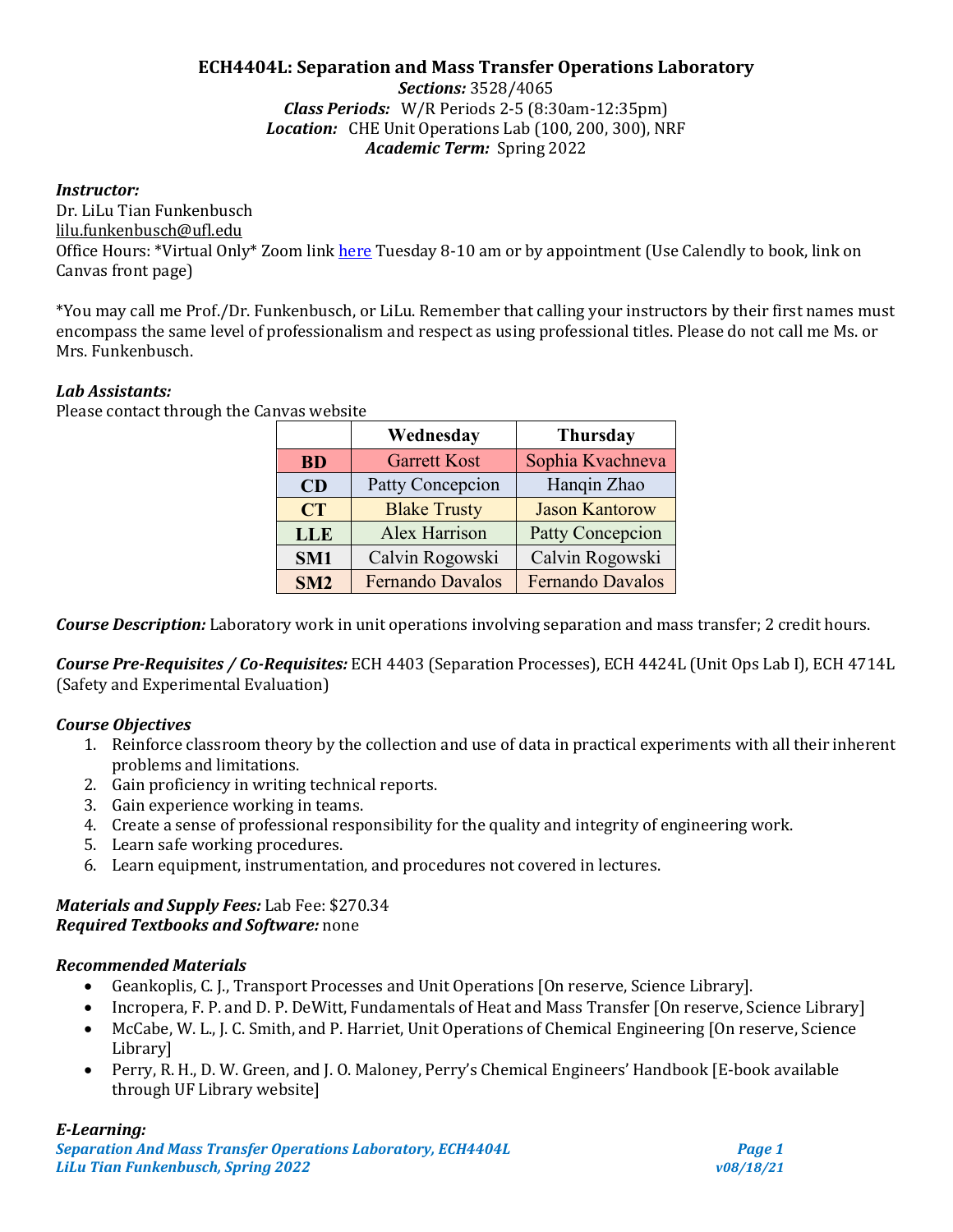# ECH4404L: Separation and Mass Transfer Operations Laboratory

***Sections:*** 3528/4065
***Class Periods:*** W/R Periods 2-5 (8:30am-12:35pm)
***Location:*** CHE Unit Operations Lab (100, 200, 300), NRF
***Academic Term:*** Spring 2022

***Instructor:***
Dr. LiLu Tian Funkenbusch
lilu.funkenbusch@ufl.edu
Office Hours: *Virtual Only* Zoom link here Tuesday 8-10 am or by appointment (Use Calendly to book, link on Canvas front page)

*You may call me Prof./Dr. Funkenbusch, or LiLu. Remember that calling your instructors by their first names must encompass the same level of professionalism and respect as using professional titles. Please do not call me Ms. or Mrs. Funkenbusch.

***Lab Assistants:***
Please contact through the Canvas website

| | Wednesday | Thursday |
|---|---|---|
| **BD** | Garrett Kost | Sophia Kvachneva |
| **CD** | Patty Concepcion | Hanqin Zhao |
| **CT** | Blake Trusty | Jason Kantorow |
| **LLE** | Alex Harrison | Patty Concepcion |
| **SM1** | Calvin Rogowski | Calvin Rogowski |
| **SM2** | Fernando Davalos | Fernando Davalos |

***Course Description:*** Laboratory work in unit operations involving separation and mass transfer; 2 credit hours.

***Course Pre-Requisites / Co-Requisites:*** ECH 4403 (Separation Processes), ECH 4424L (Unit Ops Lab I), ECH 4714L (Safety and Experimental Evaluation)

***Course Objectives***

1. Reinforce classroom theory by the collection and use of data in practical experiments with all their inherent problems and limitations.
2. Gain proficiency in writing technical reports.
3. Gain experience working in teams.
4. Create a sense of professional responsibility for the quality and integrity of engineering work.
5. Learn safe working procedures.
6. Learn equipment, instrumentation, and procedures not covered in lectures.

***Materials and Supply Fees:*** Lab Fee: $270.34
***Required Textbooks and Software:*** none

***Recommended Materials***

- Geankoplis, C. J., Transport Processes and Unit Operations [On reserve, Science Library].
- Incropera, F. P. and D. P. DeWitt, Fundamentals of Heat and Mass Transfer [On reserve, Science Library]
- McCabe, W. L., J. C. Smith, and P. Harriet, Unit Operations of Chemical Engineering [On reserve, Science Library]
- Perry, R. H., D. W. Green, and J. O. Maloney, Perry's Chemical Engineers' Handbook [E-book available through UF Library website]

***E-Learning:***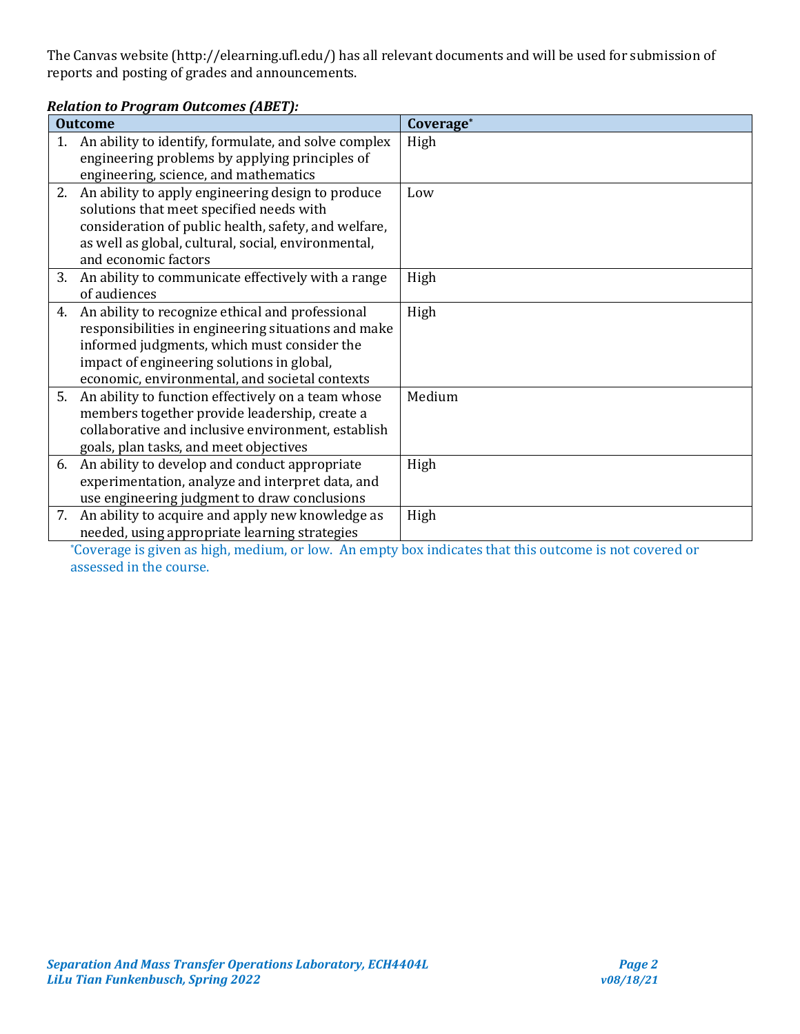The Canvas website (http://elearning.ufl.edu/) has all relevant documents and will be used for submission of reports and posting of grades and announcements.

***Relation to Program Outcomes (ABET):***

| Outcome | Coverage* |
|---|---|
| 1. An ability to identify, formulate, and solve complex engineering problems by applying principles of engineering, science, and mathematics | High |
| 2. An ability to apply engineering design to produce solutions that meet specified needs with consideration of public health, safety, and welfare, as well as global, cultural, social, environmental, and economic factors | Low |
| 3. An ability to communicate effectively with a range of audiences | High |
| 4. An ability to recognize ethical and professional responsibilities in engineering situations and make informed judgments, which must consider the impact of engineering solutions in global, economic, environmental, and societal contexts | High |
| 5. An ability to function effectively on a team whose members together provide leadership, create a collaborative and inclusive environment, establish goals, plan tasks, and meet objectives | Medium |
| 6. An ability to develop and conduct appropriate experimentation, analyze and interpret data, and use engineering judgment to draw conclusions | High |
| 7. An ability to acquire and apply new knowledge as needed, using appropriate learning strategies | High |

*Coverage is given as high, medium, or low. An empty box indicates that this outcome is not covered or assessed in the course.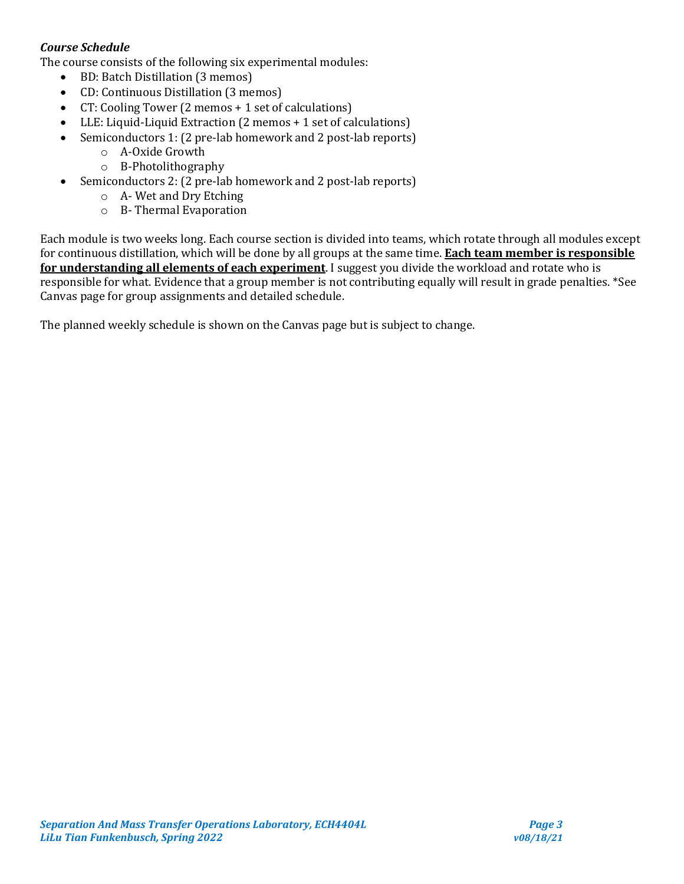***Course Schedule***

The course consists of the following six experimental modules:

- BD: Batch Distillation (3 memos)
- CD: Continuous Distillation (3 memos)
- CT: Cooling Tower (2 memos + 1 set of calculations)
- LLE: Liquid-Liquid Extraction (2 memos + 1 set of calculations)
- Semiconductors 1: (2 pre-lab homework and 2 post-lab reports)
  - A-Oxide Growth
  - B-Photolithography
- Semiconductors 2: (2 pre-lab homework and 2 post-lab reports)
  - A- Wet and Dry Etching
  - B- Thermal Evaporation

Each module is two weeks long. Each course section is divided into teams, which rotate through all modules except for continuous distillation, which will be done by all groups at the same time. **<u>Each team member is responsible for understanding all elements of each experiment</u>**. I suggest you divide the workload and rotate who is responsible for what. Evidence that a group member is not contributing equally will result in grade penalties. *See Canvas page for group assignments and detailed schedule.

The planned weekly schedule is shown on the Canvas page but is subject to change.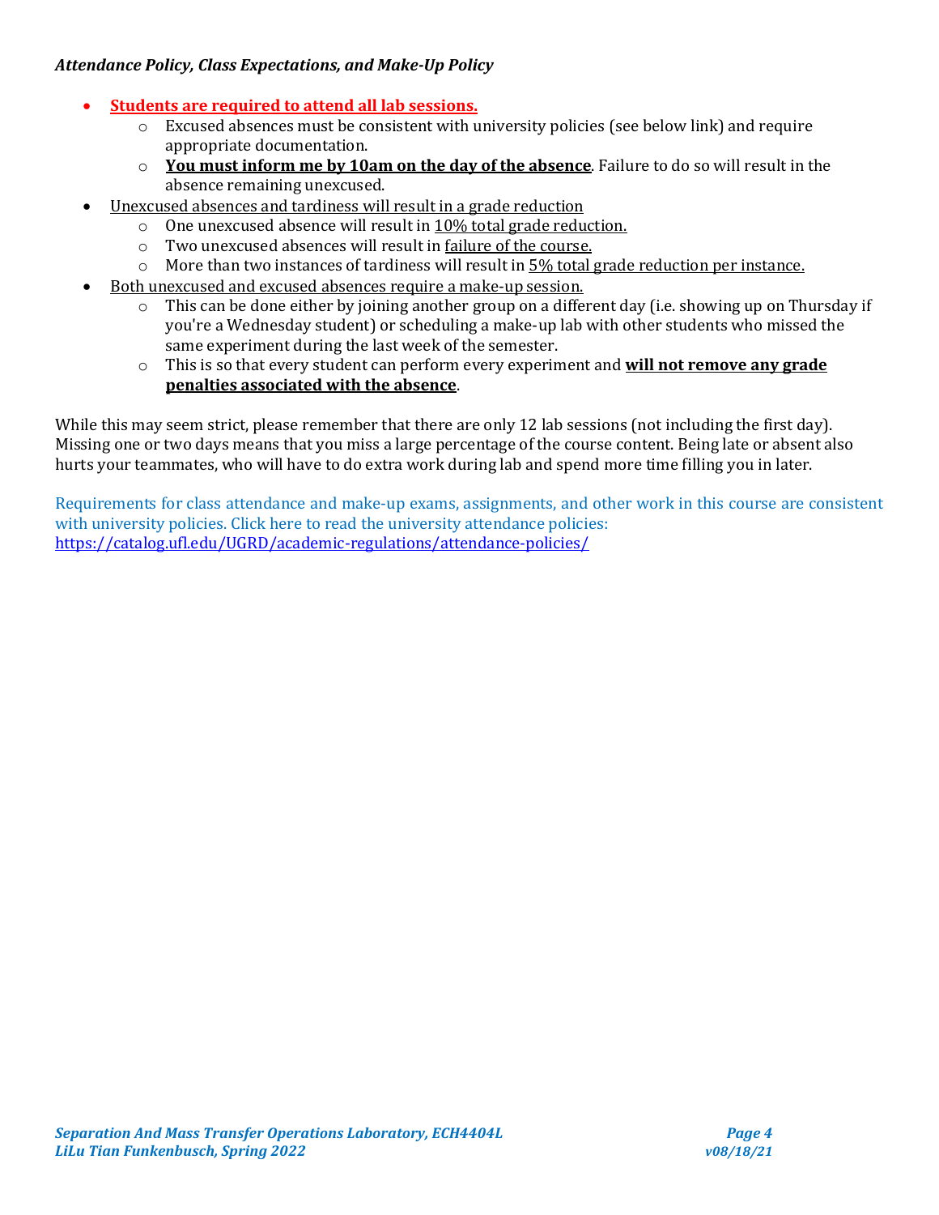***Attendance Policy, Class Expectations, and Make-Up Policy***

- **Students are required to attend all lab sessions.**
  - Excused absences must be consistent with university policies (see below link) and require appropriate documentation.
  - **You must inform me by 10am on the day of the absence**. Failure to do so will result in the absence remaining unexcused.
- Unexcused absences and tardiness will result in a grade reduction
  - One unexcused absence will result in 10% total grade reduction.
  - Two unexcused absences will result in failure of the course.
  - More than two instances of tardiness will result in 5% total grade reduction per instance.
- Both unexcused and excused absences require a make-up session.
  - This can be done either by joining another group on a different day (i.e. showing up on Thursday if you're a Wednesday student) or scheduling a make-up lab with other students who missed the same experiment during the last week of the semester.
  - This is so that every student can perform every experiment and **will not remove any grade penalties associated with the absence**.

While this may seem strict, please remember that there are only 12 lab sessions (not including the first day). Missing one or two days means that you miss a large percentage of the course content. Being late or absent also hurts your teammates, who will have to do extra work during lab and spend more time filling you in later.

Requirements for class attendance and make-up exams, assignments, and other work in this course are consistent with university policies. Click here to read the university attendance policies: https://catalog.ufl.edu/UGRD/academic-regulations/attendance-policies/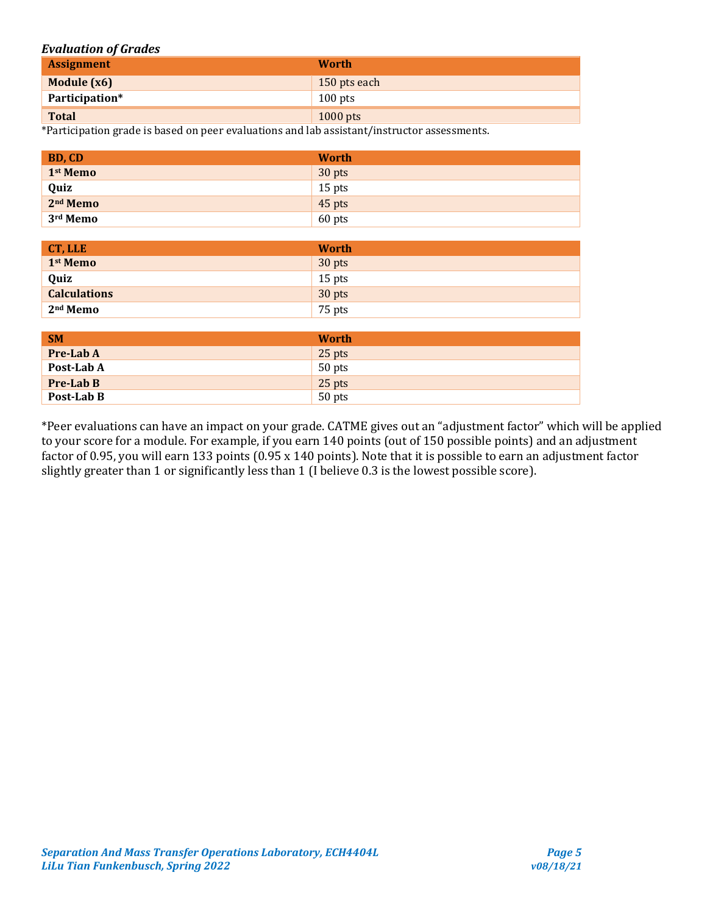***Evaluation of Grades***

| Assignment | Worth |
|---|---|
| **Module (x6)** | 150 pts each |
| **Participation*** | 100 pts |
| **Total** | 1000 pts |

*Participation grade is based on peer evaluations and lab assistant/instructor assessments.

| BD, CD | Worth |
|---|---|
| **1st Memo** | 30 pts |
| **Quiz** | 15 pts |
| **2nd Memo** | 45 pts |
| **3rd Memo** | 60 pts |

| CT, LLE | Worth |
|---|---|
| **1st Memo** | 30 pts |
| **Quiz** | 15 pts |
| **Calculations** | 30 pts |
| **2nd Memo** | 75 pts |

| SM | Worth |
|---|---|
| **Pre-Lab A** | 25 pts |
| **Post-Lab A** | 50 pts |
| **Pre-Lab B** | 25 pts |
| **Post-Lab B** | 50 pts |

*Peer evaluations can have an impact on your grade. CATME gives out an "adjustment factor" which will be applied to your score for a module. For example, if you earn 140 points (out of 150 possible points) and an adjustment factor of 0.95, you will earn 133 points (0.95 x 140 points). Note that it is possible to earn an adjustment factor slightly greater than 1 or significantly less than 1 (I believe 0.3 is the lowest possible score).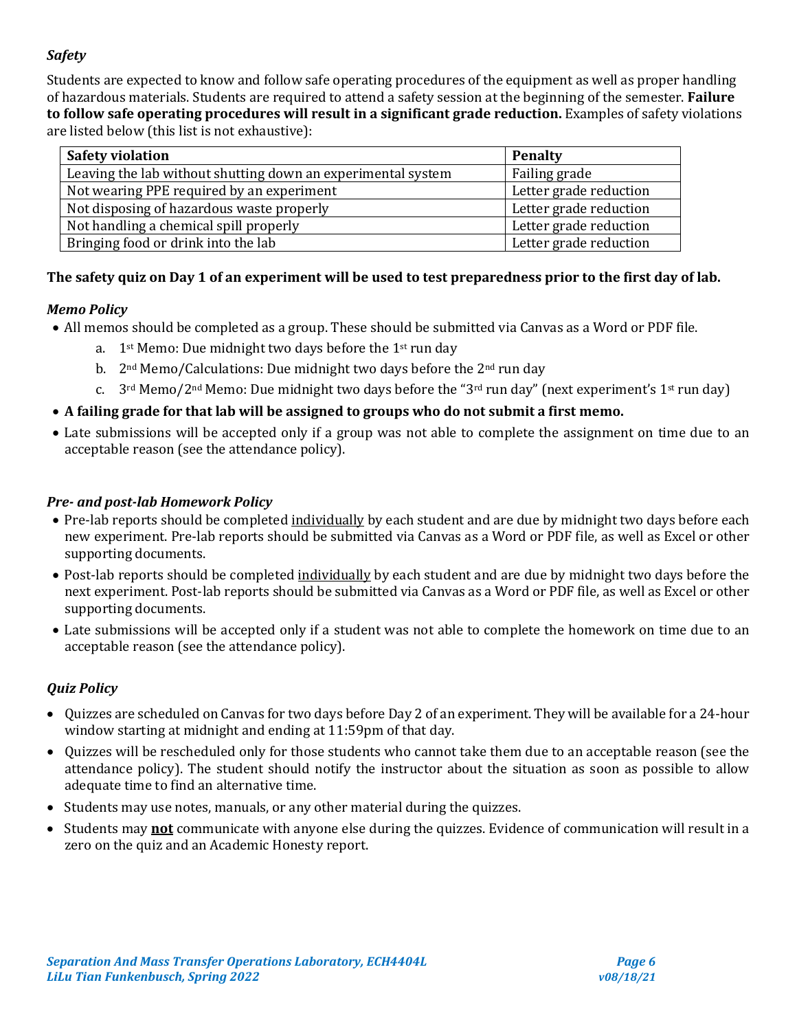### *Safety*

Students are expected to know and follow safe operating procedures of the equipment as well as proper handling of hazardous materials. Students are required to attend a safety session at the beginning of the semester. **Failure to follow safe operating procedures will result in a significant grade reduction.** Examples of safety violations are listed below (this list is not exhaustive):

| Safety violation | Penalty |
|---|---|
| Leaving the lab without shutting down an experimental system | Failing grade |
| Not wearing PPE required by an experiment | Letter grade reduction |
| Not disposing of hazardous waste properly | Letter grade reduction |
| Not handling a chemical spill properly | Letter grade reduction |
| Bringing food or drink into the lab | Letter grade reduction |

**The safety quiz on Day 1 of an experiment will be used to test preparedness prior to the first day of lab.**

### *Memo Policy*

- All memos should be completed as a group. These should be submitted via Canvas as a Word or PDF file.
    a. 1st Memo: Due midnight two days before the 1st run day
    b. 2nd Memo/Calculations: Due midnight two days before the 2nd run day
    c. 3rd Memo/2nd Memo: Due midnight two days before the "3rd run day" (next experiment's 1st run day)
- **A failing grade for that lab will be assigned to groups who do not submit a first memo.**
- Late submissions will be accepted only if a group was not able to complete the assignment on time due to an acceptable reason (see the attendance policy).

### *Pre- and post-lab Homework Policy*

- Pre-lab reports should be completed <u>individually</u> by each student and are due by midnight two days before each new experiment. Pre-lab reports should be submitted via Canvas as a Word or PDF file, as well as Excel or other supporting documents.
- Post-lab reports should be completed <u>individually</u> by each student and are due by midnight two days before the next experiment. Post-lab reports should be submitted via Canvas as a Word or PDF file, as well as Excel or other supporting documents.
- Late submissions will be accepted only if a student was not able to complete the homework on time due to an acceptable reason (see the attendance policy).

### *Quiz Policy*

- Quizzes are scheduled on Canvas for two days before Day 2 of an experiment. They will be available for a 24-hour window starting at midnight and ending at 11:59pm of that day.
- Quizzes will be rescheduled only for those students who cannot take them due to an acceptable reason (see the attendance policy). The student should notify the instructor about the situation as soon as possible to allow adequate time to find an alternative time.
- Students may use notes, manuals, or any other material during the quizzes.
- Students may **<u>not</u>** communicate with anyone else during the quizzes. Evidence of communication will result in a zero on the quiz and an Academic Honesty report.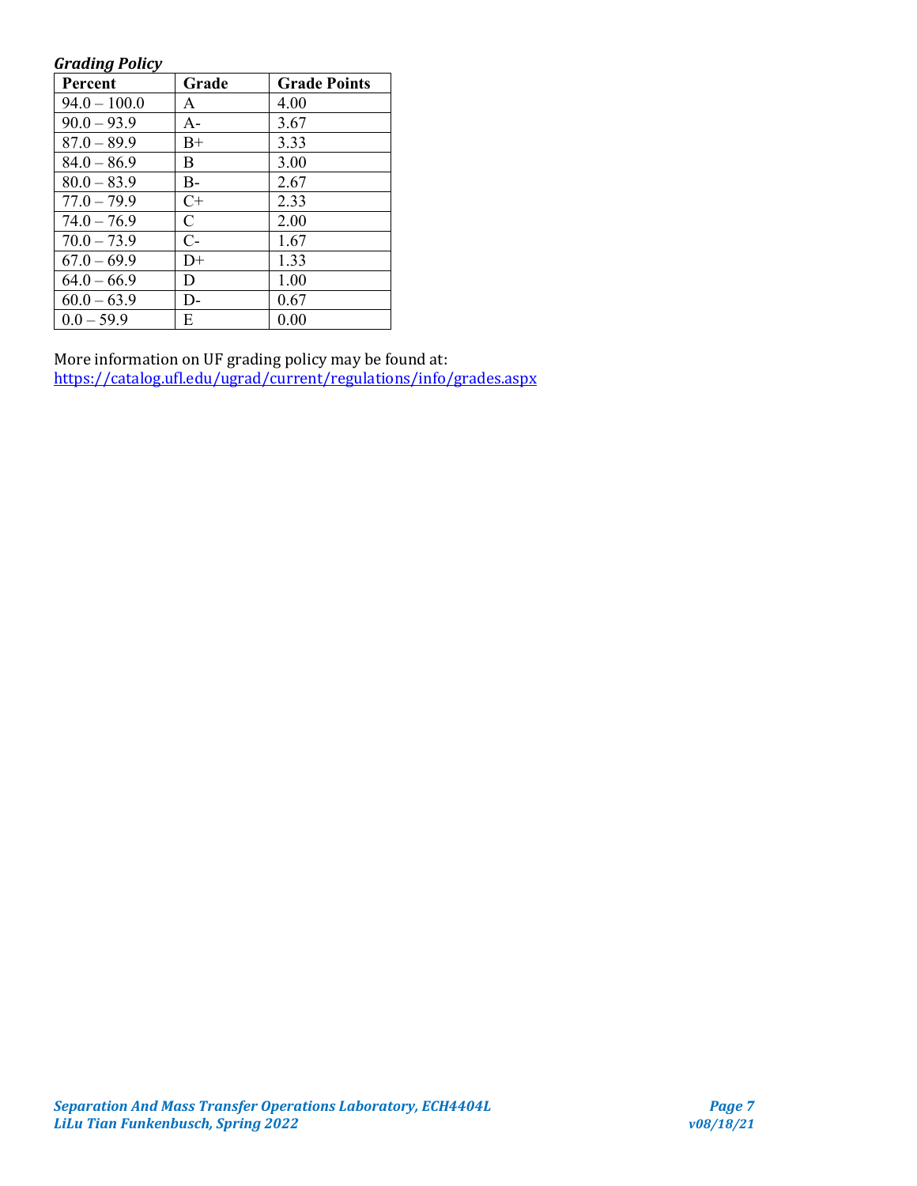***Grading Policy***

| Percent | Grade | Grade Points |
|---|---|---|
| 94.0 – 100.0 | A | 4.00 |
| 90.0 – 93.9 | A- | 3.67 |
| 87.0 – 89.9 | B+ | 3.33 |
| 84.0 – 86.9 | B | 3.00 |
| 80.0 – 83.9 | B- | 2.67 |
| 77.0 – 79.9 | C+ | 2.33 |
| 74.0 – 76.9 | C | 2.00 |
| 70.0 – 73.9 | C- | 1.67 |
| 67.0 – 69.9 | D+ | 1.33 |
| 64.0 – 66.9 | D | 1.00 |
| 60.0 – 63.9 | D- | 0.67 |
| 0.0 – 59.9 | E | 0.00 |

More information on UF grading policy may be found at:
https://catalog.ufl.edu/ugrad/current/regulations/info/grades.aspx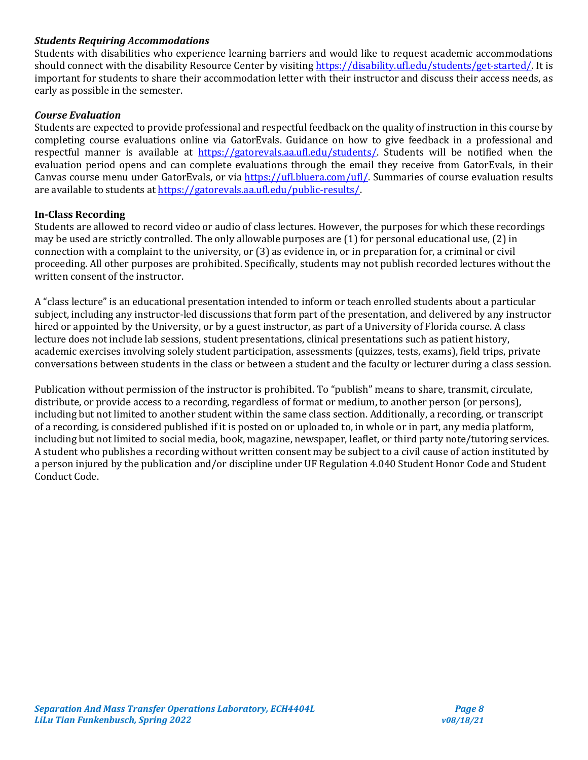### *Students Requiring Accommodations*

Students with disabilities who experience learning barriers and would like to request academic accommodations should connect with the disability Resource Center by visiting https://disability.ufl.edu/students/get-started/. It is important for students to share their accommodation letter with their instructor and discuss their access needs, as early as possible in the semester.

### *Course Evaluation*

Students are expected to provide professional and respectful feedback on the quality of instruction in this course by completing course evaluations online via GatorEvals. Guidance on how to give feedback in a professional and respectful manner is available at https://gatorevals.aa.ufl.edu/students/. Students will be notified when the evaluation period opens and can complete evaluations through the email they receive from GatorEvals, in their Canvas course menu under GatorEvals, or via https://ufl.bluera.com/ufl/. Summaries of course evaluation results are available to students at https://gatorevals.aa.ufl.edu/public-results/.

### In-Class Recording

Students are allowed to record video or audio of class lectures. However, the purposes for which these recordings may be used are strictly controlled. The only allowable purposes are (1) for personal educational use, (2) in connection with a complaint to the university, or (3) as evidence in, or in preparation for, a criminal or civil proceeding. All other purposes are prohibited. Specifically, students may not publish recorded lectures without the written consent of the instructor.

A "class lecture" is an educational presentation intended to inform or teach enrolled students about a particular subject, including any instructor-led discussions that form part of the presentation, and delivered by any instructor hired or appointed by the University, or by a guest instructor, as part of a University of Florida course. A class lecture does not include lab sessions, student presentations, clinical presentations such as patient history, academic exercises involving solely student participation, assessments (quizzes, tests, exams), field trips, private conversations between students in the class or between a student and the faculty or lecturer during a class session.

Publication without permission of the instructor is prohibited. To "publish" means to share, transmit, circulate, distribute, or provide access to a recording, regardless of format or medium, to another person (or persons), including but not limited to another student within the same class section. Additionally, a recording, or transcript of a recording, is considered published if it is posted on or uploaded to, in whole or in part, any media platform, including but not limited to social media, book, magazine, newspaper, leaflet, or third party note/tutoring services. A student who publishes a recording without written consent may be subject to a civil cause of action instituted by a person injured by the publication and/or discipline under UF Regulation 4.040 Student Honor Code and Student Conduct Code.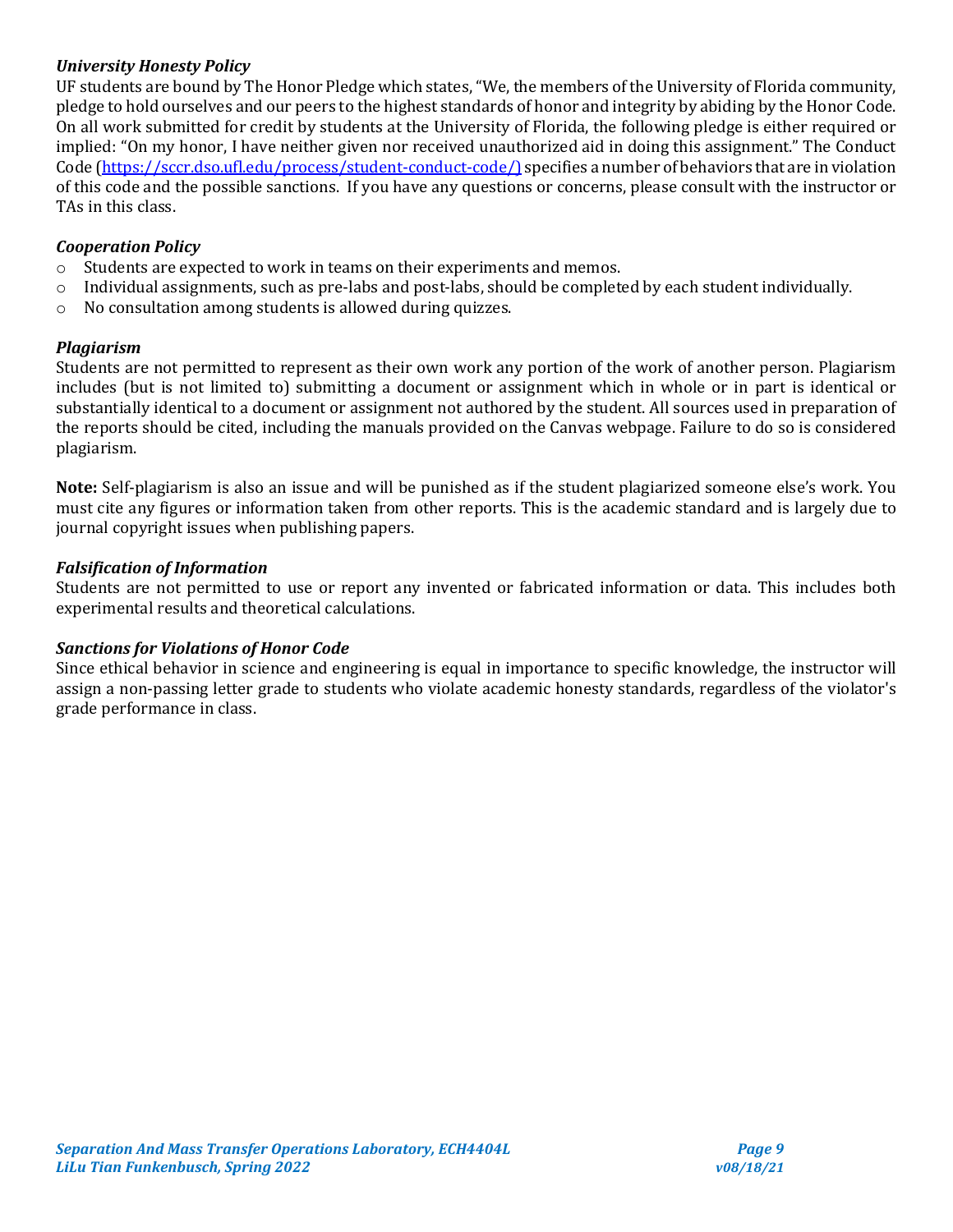***University Honesty Policy***

UF students are bound by The Honor Pledge which states, "We, the members of the University of Florida community, pledge to hold ourselves and our peers to the highest standards of honor and integrity by abiding by the Honor Code. On all work submitted for credit by students at the University of Florida, the following pledge is either required or implied: "On my honor, I have neither given nor received unauthorized aid in doing this assignment." The Conduct Code (https://sccr.dso.ufl.edu/process/student-conduct-code/) specifies a number of behaviors that are in violation of this code and the possible sanctions. If you have any questions or concerns, please consult with the instructor or TAs in this class.

***Cooperation Policy***

- Students are expected to work in teams on their experiments and memos.
- Individual assignments, such as pre-labs and post-labs, should be completed by each student individually.
- No consultation among students is allowed during quizzes.

***Plagiarism***

Students are not permitted to represent as their own work any portion of the work of another person. Plagiarism includes (but is not limited to) submitting a document or assignment which in whole or in part is identical or substantially identical to a document or assignment not authored by the student. All sources used in preparation of the reports should be cited, including the manuals provided on the Canvas webpage. Failure to do so is considered plagiarism.

**Note:** Self-plagiarism is also an issue and will be punished as if the student plagiarized someone else's work. You must cite any figures or information taken from other reports. This is the academic standard and is largely due to journal copyright issues when publishing papers.

***Falsification of Information***

Students are not permitted to use or report any invented or fabricated information or data. This includes both experimental results and theoretical calculations.

***Sanctions for Violations of Honor Code***

Since ethical behavior in science and engineering is equal in importance to specific knowledge, the instructor will assign a non-passing letter grade to students who violate academic honesty standards, regardless of the violator's grade performance in class.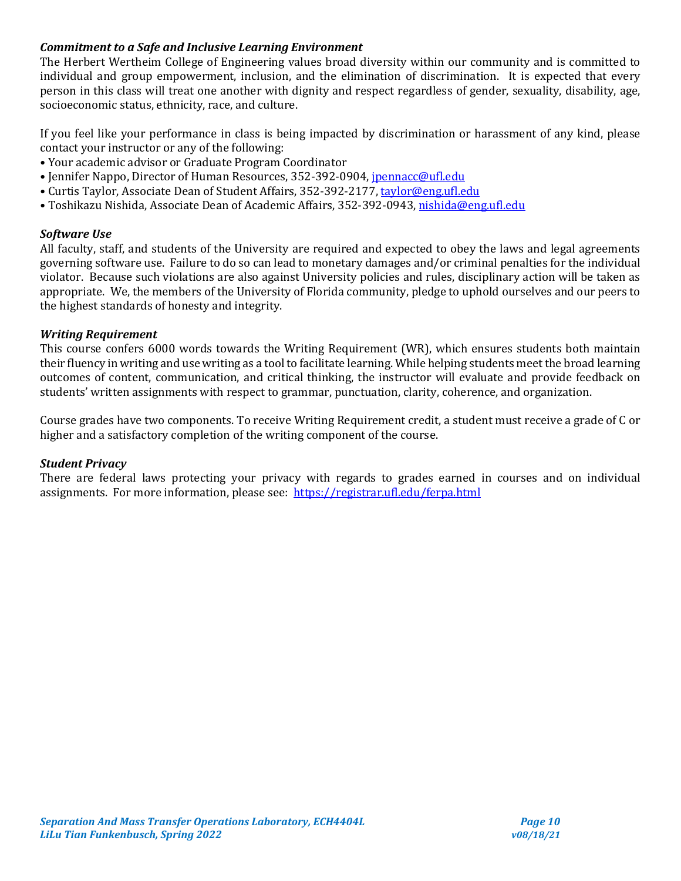### *Commitment to a Safe and Inclusive Learning Environment*

The Herbert Wertheim College of Engineering values broad diversity within our community and is committed to individual and group empowerment, inclusion, and the elimination of discrimination. It is expected that every person in this class will treat one another with dignity and respect regardless of gender, sexuality, disability, age, socioeconomic status, ethnicity, race, and culture.

If you feel like your performance in class is being impacted by discrimination or harassment of any kind, please contact your instructor or any of the following:

- Your academic advisor or Graduate Program Coordinator
- Jennifer Nappo, Director of Human Resources, 352-392-0904, jpennacc@ufl.edu
- Curtis Taylor, Associate Dean of Student Affairs, 352-392-2177, taylor@eng.ufl.edu
- Toshikazu Nishida, Associate Dean of Academic Affairs, 352-392-0943, nishida@eng.ufl.edu

### *Software Use*

All faculty, staff, and students of the University are required and expected to obey the laws and legal agreements governing software use. Failure to do so can lead to monetary damages and/or criminal penalties for the individual violator. Because such violations are also against University policies and rules, disciplinary action will be taken as appropriate. We, the members of the University of Florida community, pledge to uphold ourselves and our peers to the highest standards of honesty and integrity.

### *Writing Requirement*

This course confers 6000 words towards the Writing Requirement (WR), which ensures students both maintain their fluency in writing and use writing as a tool to facilitate learning. While helping students meet the broad learning outcomes of content, communication, and critical thinking, the instructor will evaluate and provide feedback on students' written assignments with respect to grammar, punctuation, clarity, coherence, and organization.

Course grades have two components. To receive Writing Requirement credit, a student must receive a grade of C or higher and a satisfactory completion of the writing component of the course.

### *Student Privacy*

There are federal laws protecting your privacy with regards to grades earned in courses and on individual assignments. For more information, please see: https://registrar.ufl.edu/ferpa.html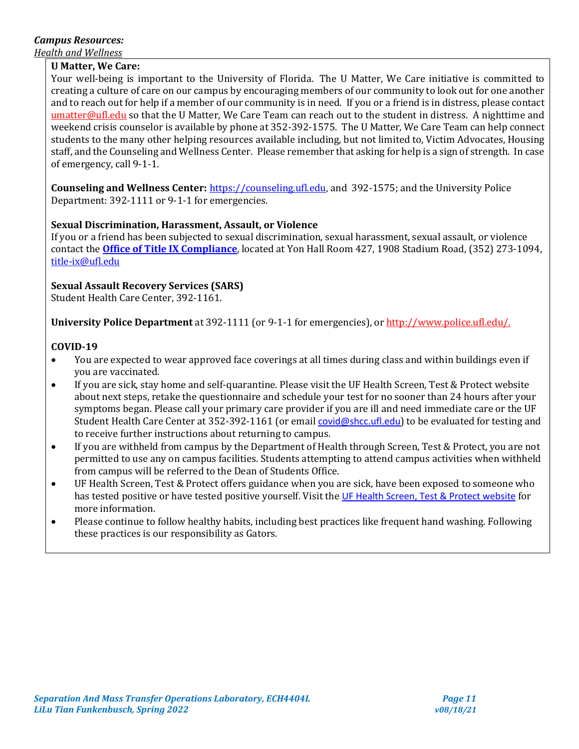***Campus Resources:***

*Health and Wellness*

**U Matter, We Care:**
Your well-being is important to the University of Florida. The U Matter, We Care initiative is committed to creating a culture of care on our campus by encouraging members of our community to look out for one another and to reach out for help if a member of our community is in need. If you or a friend is in distress, please contact umatter@ufl.edu so that the U Matter, We Care Team can reach out to the student in distress. A nighttime and weekend crisis counselor is available by phone at 352-392-1575. The U Matter, We Care Team can help connect students to the many other helping resources available including, but not limited to, Victim Advocates, Housing staff, and the Counseling and Wellness Center. Please remember that asking for help is a sign of strength. In case of emergency, call 9-1-1.

**Counseling and Wellness Center:** https://counseling.ufl.edu, and 392-1575; and the University Police Department: 392-1111 or 9-1-1 for emergencies.

**Sexual Discrimination, Harassment, Assault, or Violence**
If you or a friend has been subjected to sexual discrimination, sexual harassment, sexual assault, or violence contact the **Office of Title IX Compliance**, located at Yon Hall Room 427, 1908 Stadium Road, (352) 273-1094, title-ix@ufl.edu

**Sexual Assault Recovery Services (SARS)**
Student Health Care Center, 392-1161.

**University Police Department** at 392-1111 (or 9-1-1 for emergencies), or http://www.police.ufl.edu/.

**COVID-19**

- You are expected to wear approved face coverings at all times during class and within buildings even if you are vaccinated.
- If you are sick, stay home and self-quarantine. Please visit the UF Health Screen, Test & Protect website about next steps, retake the questionnaire and schedule your test for no sooner than 24 hours after your symptoms began. Please call your primary care provider if you are ill and need immediate care or the UF Student Health Care Center at 352-392-1161 (or email covid@shcc.ufl.edu) to be evaluated for testing and to receive further instructions about returning to campus.
- If you are withheld from campus by the Department of Health through Screen, Test & Protect, you are not permitted to use any on campus facilities. Students attempting to attend campus activities when withheld from campus will be referred to the Dean of Students Office.
- UF Health Screen, Test & Protect offers guidance when you are sick, have been exposed to someone who has tested positive or have tested positive yourself. Visit the UF Health Screen, Test & Protect website for more information.
- Please continue to follow healthy habits, including best practices like frequent hand washing. Following these practices is our responsibility as Gators.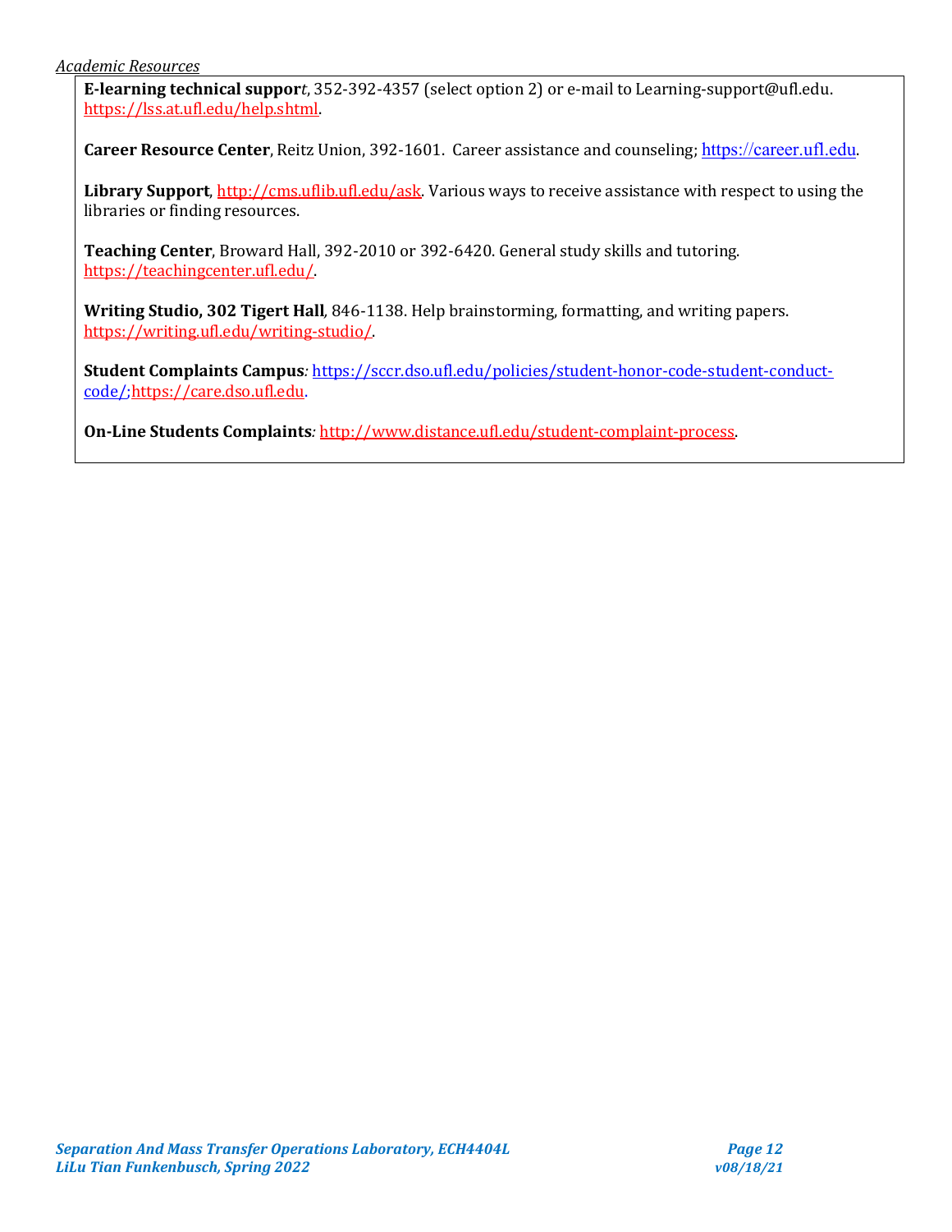*Academic Resources*

**E-learning technical suppor***t*, 352-392-4357 (select option 2) or e-mail to Learning-support@ufl.edu. https://lss.at.ufl.edu/help.shtml.

**Career Resource Center**, Reitz Union, 392-1601. Career assistance and counseling; https://career.ufl.edu.

**Library Support**, http://cms.uflib.ufl.edu/ask. Various ways to receive assistance with respect to using the libraries or finding resources.

**Teaching Center**, Broward Hall, 392-2010 or 392-6420. General study skills and tutoring. https://teachingcenter.ufl.edu/.

**Writing Studio, 302 Tigert Hall***,* 846-1138. Help brainstorming, formatting, and writing papers. https://writing.ufl.edu/writing-studio/.

**Student Complaints Campus***:* https://sccr.dso.ufl.edu/policies/student-honor-code-student-conduct-code/;https://care.dso.ufl.edu.

**On-Line Students Complaints***:* http://www.distance.ufl.edu/student-complaint-process.